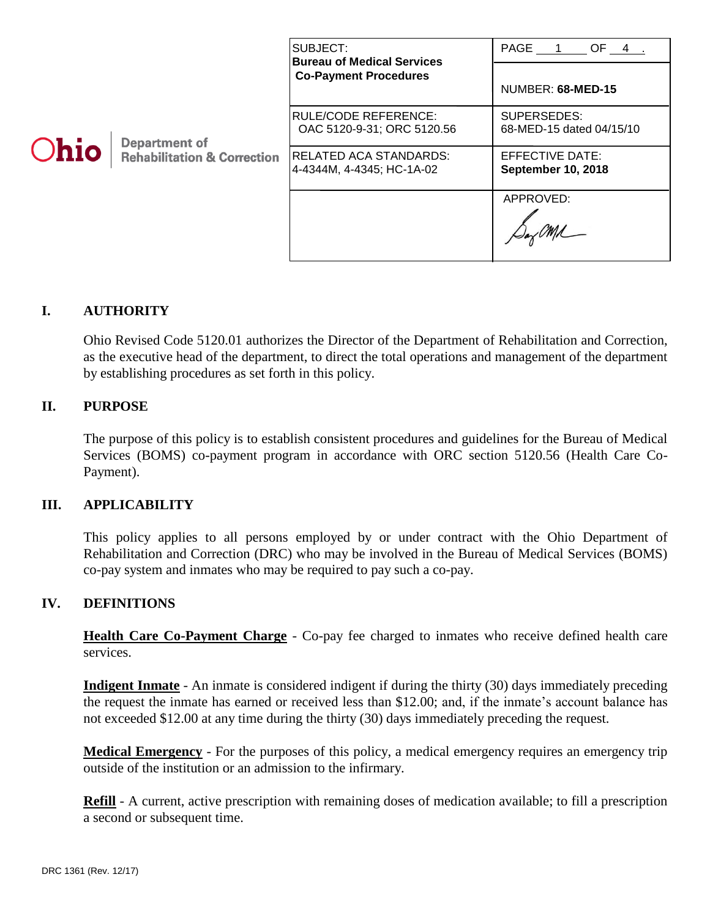Ohio Department of Rehabilitation & Correction

| SUBJECT: **Bureau of Medical Services Co-Payment Procedures** | PAGE 1 OF 4. NUMBER: **68-MED-15** |
| --- | --- |
| RULE/CODE REFERENCE: OAC 5120-9-31; ORC 5120.56 | SUPERSEDES: 68-MED-15 dated 04/15/10 |
| RELATED ACA STANDARDS: 4-4344M, 4-4345; HC-1A-02 | EFFECTIVE DATE: **September 10, 2018** |
| | APPROVED: |

## I. AUTHORITY

Ohio Revised Code 5120.01 authorizes the Director of the Department of Rehabilitation and Correction, as the executive head of the department, to direct the total operations and management of the department by establishing procedures as set forth in this policy.

## II. PURPOSE

The purpose of this policy is to establish consistent procedures and guidelines for the Bureau of Medical Services (BOMS) co-payment program in accordance with ORC section 5120.56 (Health Care Co-Payment).

## III. APPLICABILITY

This policy applies to all persons employed by or under contract with the Ohio Department of Rehabilitation and Correction (DRC) who may be involved in the Bureau of Medical Services (BOMS) co-pay system and inmates who may be required to pay such a co-pay.

## IV. DEFINITIONS

**Health Care Co-Payment Charge** - Co-pay fee charged to inmates who receive defined health care services.

**Indigent Inmate** - An inmate is considered indigent if during the thirty (30) days immediately preceding the request the inmate has earned or received less than $12.00; and, if the inmate's account balance has not exceeded $12.00 at any time during the thirty (30) days immediately preceding the request.

**Medical Emergency** - For the purposes of this policy, a medical emergency requires an emergency trip outside of the institution or an admission to the infirmary.

**Refill** - A current, active prescription with remaining doses of medication available; to fill a prescription a second or subsequent time.

DRC 1361 (Rev. 12/17)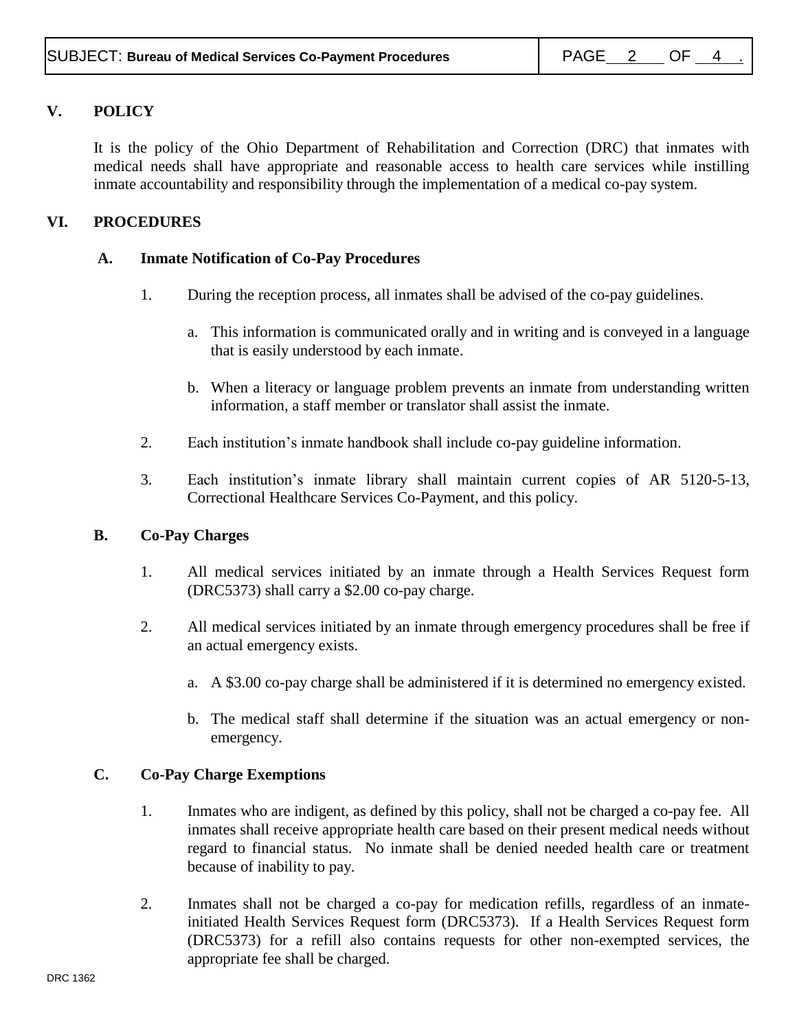## V. POLICY

It is the policy of the Ohio Department of Rehabilitation and Correction (DRC) that inmates with medical needs shall have appropriate and reasonable access to health care services while instilling inmate accountability and responsibility through the implementation of a medical co-pay system.

## VI. PROCEDURES

### A. Inmate Notification of Co-Pay Procedures

1. During the reception process, all inmates shall be advised of the co-pay guidelines.

   a. This information is communicated orally and in writing and is conveyed in a language that is easily understood by each inmate.

   b. When a literacy or language problem prevents an inmate from understanding written information, a staff member or translator shall assist the inmate.

2. Each institution's inmate handbook shall include co-pay guideline information.

3. Each institution's inmate library shall maintain current copies of AR 5120-5-13, Correctional Healthcare Services Co-Payment, and this policy.

### B. Co-Pay Charges

1. All medical services initiated by an inmate through a Health Services Request form (DRC5373) shall carry a $2.00 co-pay charge.

2. All medical services initiated by an inmate through emergency procedures shall be free if an actual emergency exists.

   a. A $3.00 co-pay charge shall be administered if it is determined no emergency existed.

   b. The medical staff shall determine if the situation was an actual emergency or non-emergency.

### C. Co-Pay Charge Exemptions

1. Inmates who are indigent, as defined by this policy, shall not be charged a co-pay fee. All inmates shall receive appropriate health care based on their present medical needs without regard to financial status. No inmate shall be denied needed health care or treatment because of inability to pay.

2. Inmates shall not be charged a co-pay for medication refills, regardless of an inmate-initiated Health Services Request form (DRC5373). If a Health Services Request form (DRC5373) for a refill also contains requests for other non-exempted services, the appropriate fee shall be charged.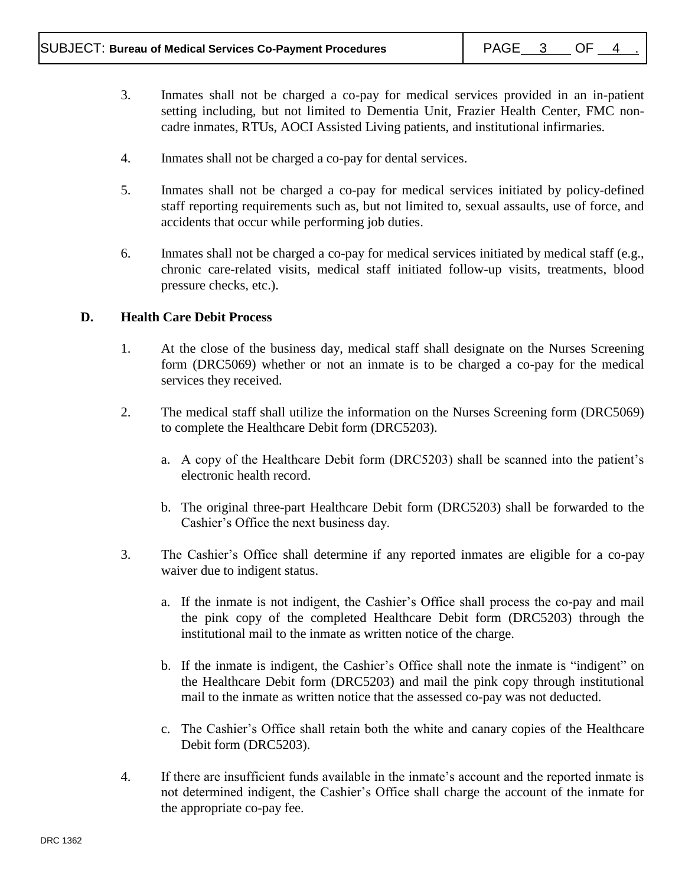3. Inmates shall not be charged a co-pay for medical services provided in an in-patient setting including, but not limited to Dementia Unit, Frazier Health Center, FMC non-cadre inmates, RTUs, AOCI Assisted Living patients, and institutional infirmaries.

4. Inmates shall not be charged a co-pay for dental services.

5. Inmates shall not be charged a co-pay for medical services initiated by policy-defined staff reporting requirements such as, but not limited to, sexual assaults, use of force, and accidents that occur while performing job duties.

6. Inmates shall not be charged a co-pay for medical services initiated by medical staff (e.g., chronic care-related visits, medical staff initiated follow-up visits, treatments, blood pressure checks, etc.).

**D. Health Care Debit Process**

1. At the close of the business day, medical staff shall designate on the Nurses Screening form (DRC5069) whether or not an inmate is to be charged a co-pay for the medical services they received.

2. The medical staff shall utilize the information on the Nurses Screening form (DRC5069) to complete the Healthcare Debit form (DRC5203).

   a. A copy of the Healthcare Debit form (DRC5203) shall be scanned into the patient's electronic health record.

   b. The original three-part Healthcare Debit form (DRC5203) shall be forwarded to the Cashier's Office the next business day.

3. The Cashier's Office shall determine if any reported inmates are eligible for a co-pay waiver due to indigent status.

   a. If the inmate is not indigent, the Cashier's Office shall process the co-pay and mail the pink copy of the completed Healthcare Debit form (DRC5203) through the institutional mail to the inmate as written notice of the charge.

   b. If the inmate is indigent, the Cashier's Office shall note the inmate is "indigent" on the Healthcare Debit form (DRC5203) and mail the pink copy through institutional mail to the inmate as written notice that the assessed co-pay was not deducted.

   c. The Cashier's Office shall retain both the white and canary copies of the Healthcare Debit form (DRC5203).

4. If there are insufficient funds available in the inmate's account and the reported inmate is not determined indigent, the Cashier's Office shall charge the account of the inmate for the appropriate co-pay fee.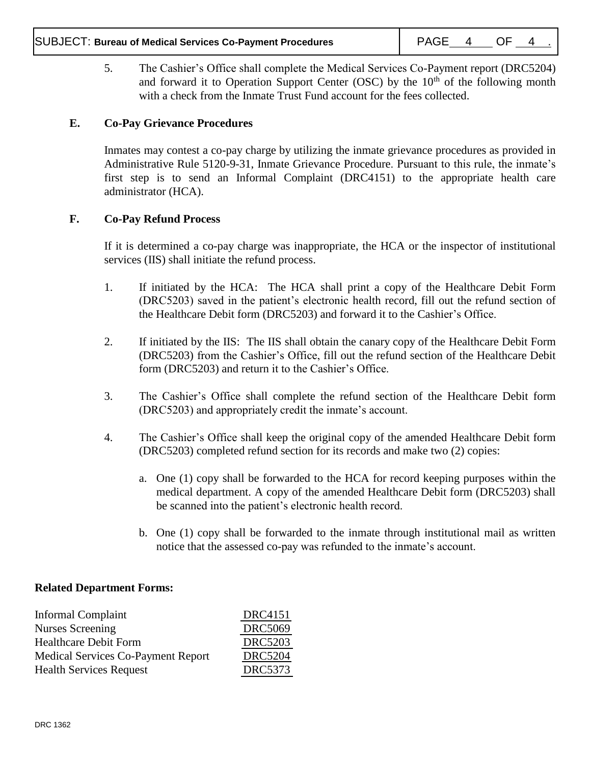5. The Cashier's Office shall complete the Medical Services Co-Payment report (DRC5204) and forward it to Operation Support Center (OSC) by the 10th of the following month with a check from the Inmate Trust Fund account for the fees collected.

**E. Co-Pay Grievance Procedures**

Inmates may contest a co-pay charge by utilizing the inmate grievance procedures as provided in Administrative Rule 5120-9-31, Inmate Grievance Procedure. Pursuant to this rule, the inmate's first step is to send an Informal Complaint (DRC4151) to the appropriate health care administrator (HCA).

**F. Co-Pay Refund Process**

If it is determined a co-pay charge was inappropriate, the HCA or the inspector of institutional services (IIS) shall initiate the refund process.

1. If initiated by the HCA: The HCA shall print a copy of the Healthcare Debit Form (DRC5203) saved in the patient's electronic health record, fill out the refund section of the Healthcare Debit form (DRC5203) and forward it to the Cashier's Office.

2. If initiated by the IIS: The IIS shall obtain the canary copy of the Healthcare Debit Form (DRC5203) from the Cashier's Office, fill out the refund section of the Healthcare Debit form (DRC5203) and return it to the Cashier's Office.

3. The Cashier's Office shall complete the refund section of the Healthcare Debit form (DRC5203) and appropriately credit the inmate's account.

4. The Cashier's Office shall keep the original copy of the amended Healthcare Debit form (DRC5203) completed refund section for its records and make two (2) copies:

   a. One (1) copy shall be forwarded to the HCA for record keeping purposes within the medical department. A copy of the amended Healthcare Debit form (DRC5203) shall be scanned into the patient's electronic health record.

   b. One (1) copy shall be forwarded to the inmate through institutional mail as written notice that the assessed co-pay was refunded to the inmate's account.

**Related Department Forms:**

| | |
|---|---|
| Informal Complaint | DRC4151 |
| Nurses Screening | DRC5069 |
| Healthcare Debit Form | DRC5203 |
| Medical Services Co-Payment Report | DRC5204 |
| Health Services Request | DRC5373 |

DRC 1362